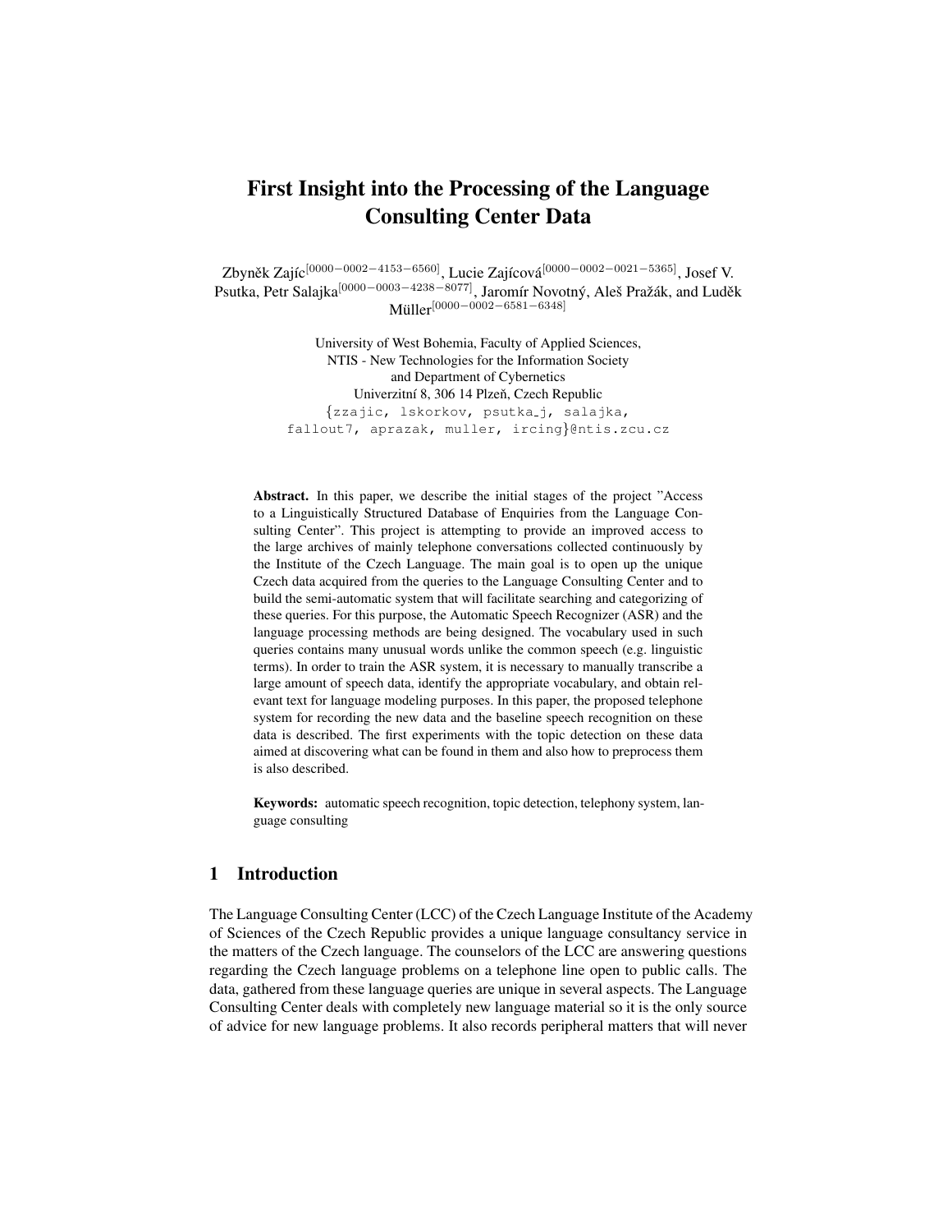# First Insight into the Processing of the Language Consulting Center Data

Zbyněk Zajíc[0000−0002−4153−6560], Lucie Zajícová[0000−0002−0021−5365], Josef V. Psutka, Petr Salajka[0000−0003−4238−8077], Jaromír Novotný, Aleš Pražák, and Luděk Müller[0000−0002−6581−6348]

University of West Bohemia, Faculty of Applied Sciences,
NTIS - New Technologies for the Information Society
and Department of Cybernetics
Univerzitní 8, 306 14 Plzeň, Czech Republic
{zzajic, lskorkov, psutka_j, salajka, fallout7, aprazak, muller, ircing}@ntis.zcu.cz

**Abstract.** In this paper, we describe the initial stages of the project "Access to a Linguistically Structured Database of Enquiries from the Language Consulting Center". This project is attempting to provide an improved access to the large archives of mainly telephone conversations collected continuously by the Institute of the Czech Language. The main goal is to open up the unique Czech data acquired from the queries to the Language Consulting Center and to build the semi-automatic system that will facilitate searching and categorizing of these queries. For this purpose, the Automatic Speech Recognizer (ASR) and the language processing methods are being designed. The vocabulary used in such queries contains many unusual words unlike the common speech (e.g. linguistic terms). In order to train the ASR system, it is necessary to manually transcribe a large amount of speech data, identify the appropriate vocabulary, and obtain relevant text for language modeling purposes. In this paper, the proposed telephone system for recording the new data and the baseline speech recognition on these data is described. The first experiments with the topic detection on these data aimed at discovering what can be found in them and also how to preprocess them is also described.

**Keywords:** automatic speech recognition, topic detection, telephony system, language consulting

## 1 Introduction

The Language Consulting Center (LCC) of the Czech Language Institute of the Academy of Sciences of the Czech Republic provides a unique language consultancy service in the matters of the Czech language. The counselors of the LCC are answering questions regarding the Czech language problems on a telephone line open to public calls. The data, gathered from these language queries are unique in several aspects. The Language Consulting Center deals with completely new language material so it is the only source of advice for new language problems. It also records peripheral matters that will never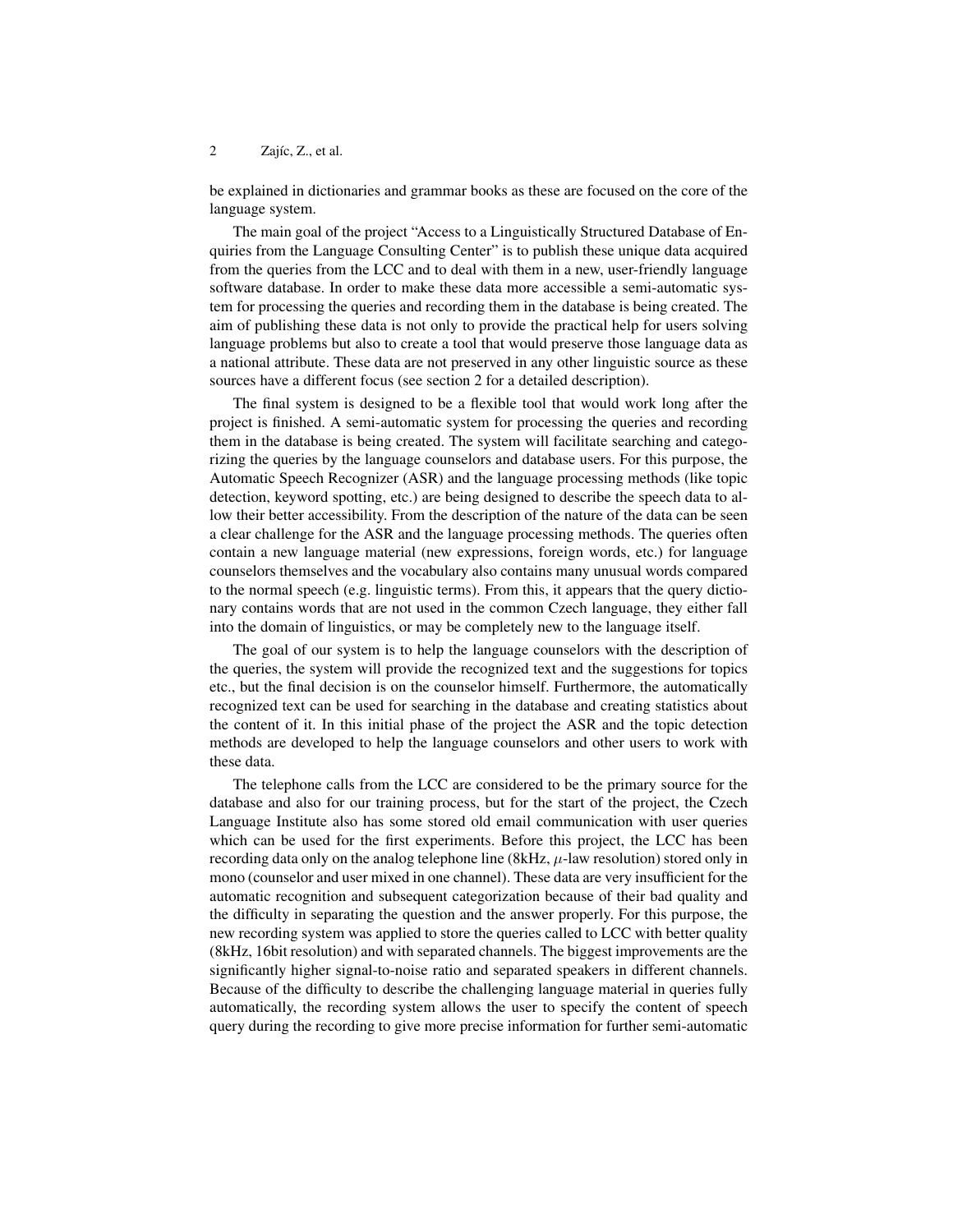be explained in dictionaries and grammar books as these are focused on the core of the language system.

The main goal of the project "Access to a Linguistically Structured Database of Enquiries from the Language Consulting Center" is to publish these unique data acquired from the queries from the LCC and to deal with them in a new, user-friendly language software database. In order to make these data more accessible a semi-automatic system for processing the queries and recording them in the database is being created. The aim of publishing these data is not only to provide the practical help for users solving language problems but also to create a tool that would preserve those language data as a national attribute. These data are not preserved in any other linguistic source as these sources have a different focus (see section 2 for a detailed description).

The final system is designed to be a flexible tool that would work long after the project is finished. A semi-automatic system for processing the queries and recording them in the database is being created. The system will facilitate searching and categorizing the queries by the language counselors and database users. For this purpose, the Automatic Speech Recognizer (ASR) and the language processing methods (like topic detection, keyword spotting, etc.) are being designed to describe the speech data to allow their better accessibility. From the description of the nature of the data can be seen a clear challenge for the ASR and the language processing methods. The queries often contain a new language material (new expressions, foreign words, etc.) for language counselors themselves and the vocabulary also contains many unusual words compared to the normal speech (e.g. linguistic terms). From this, it appears that the query dictionary contains words that are not used in the common Czech language, they either fall into the domain of linguistics, or may be completely new to the language itself.

The goal of our system is to help the language counselors with the description of the queries, the system will provide the recognized text and the suggestions for topics etc., but the final decision is on the counselor himself. Furthermore, the automatically recognized text can be used for searching in the database and creating statistics about the content of it. In this initial phase of the project the ASR and the topic detection methods are developed to help the language counselors and other users to work with these data.

The telephone calls from the LCC are considered to be the primary source for the database and also for our training process, but for the start of the project, the Czech Language Institute also has some stored old email communication with user queries which can be used for the first experiments. Before this project, the LCC has been recording data only on the analog telephone line (8kHz, $\mu$-law resolution) stored only in mono (counselor and user mixed in one channel). These data are very insufficient for the automatic recognition and subsequent categorization because of their bad quality and the difficulty in separating the question and the answer properly. For this purpose, the new recording system was applied to store the queries called to LCC with better quality (8kHz, 16bit resolution) and with separated channels. The biggest improvements are the significantly higher signal-to-noise ratio and separated speakers in different channels. Because of the difficulty to describe the challenging language material in queries fully automatically, the recording system allows the user to specify the content of speech query during the recording to give more precise information for further semi-automatic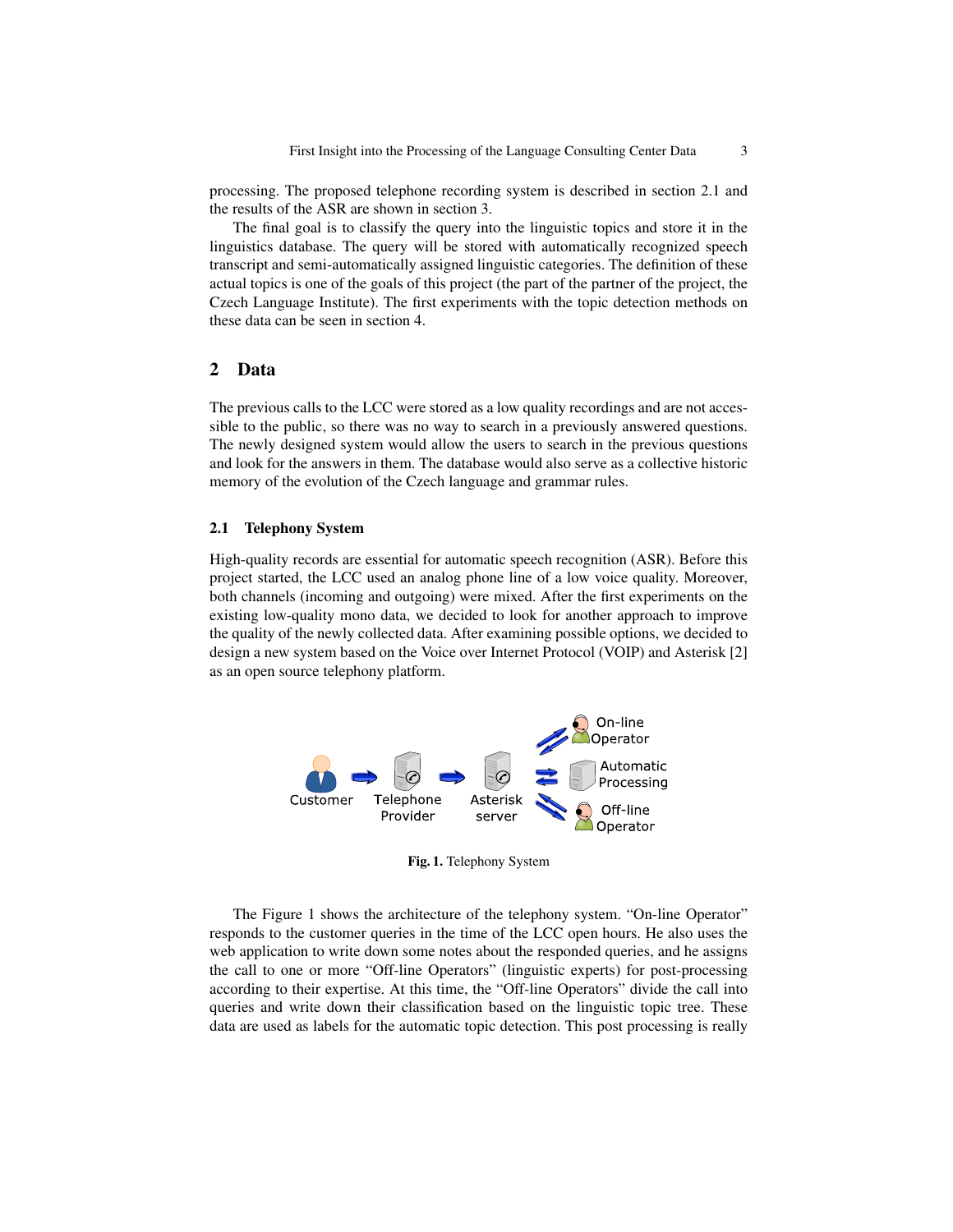processing. The proposed telephone recording system is described in section 2.1 and the results of the ASR are shown in section 3.

The final goal is to classify the query into the linguistic topics and store it in the linguistics database. The query will be stored with automatically recognized speech transcript and semi-automatically assigned linguistic categories. The definition of these actual topics is one of the goals of this project (the part of the partner of the project, the Czech Language Institute). The first experiments with the topic detection methods on these data can be seen in section 4.

## 2 Data

The previous calls to the LCC were stored as a low quality recordings and are not accessible to the public, so there was no way to search in a previously answered questions. The newly designed system would allow the users to search in the previous questions and look for the answers in them. The database would also serve as a collective historic memory of the evolution of the Czech language and grammar rules.

### 2.1 Telephony System

High-quality records are essential for automatic speech recognition (ASR). Before this project started, the LCC used an analog phone line of a low voice quality. Moreover, both channels (incoming and outgoing) were mixed. After the first experiments on the existing low-quality mono data, we decided to look for another approach to improve the quality of the newly collected data. After examining possible options, we decided to design a new system based on the Voice over Internet Protocol (VOIP) and Asterisk [2] as an open source telephony platform.

Customer
Telephone Provider
Asterisk server
On-line Operator
Automatic Processing
Off-line Operator

**Fig. 1.** Telephony System

The Figure 1 shows the architecture of the telephony system. "On-line Operator" responds to the customer queries in the time of the LCC open hours. He also uses the web application to write down some notes about the responded queries, and he assigns the call to one or more "Off-line Operators" (linguistic experts) for post-processing according to their expertise. At this time, the "Off-line Operators" divide the call into queries and write down their classification based on the linguistic topic tree. These data are used as labels for the automatic topic detection. This post processing is really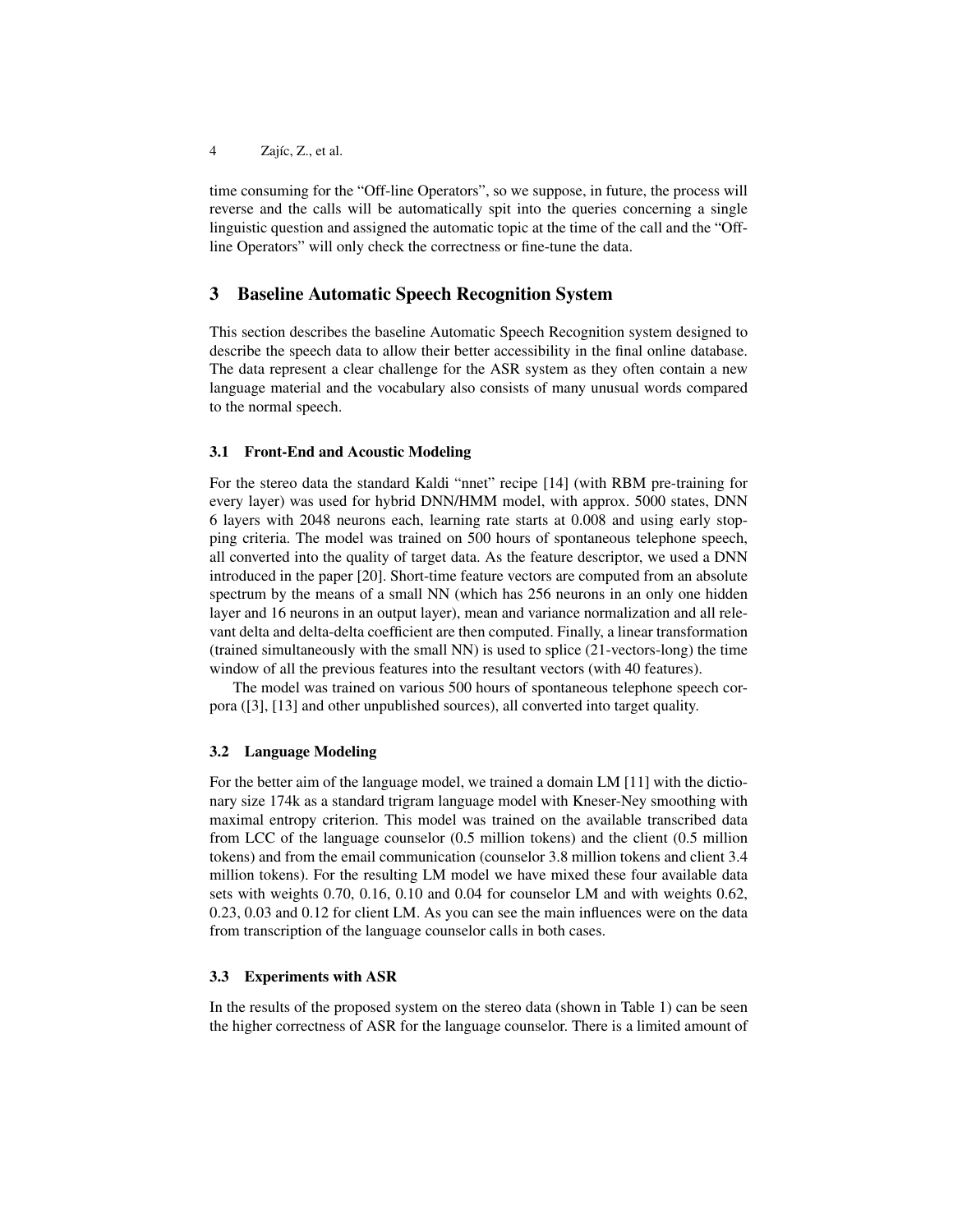time consuming for the "Off-line Operators", so we suppose, in future, the process will reverse and the calls will be automatically spit into the queries concerning a single linguistic question and assigned the automatic topic at the time of the call and the "Off-line Operators" will only check the correctness or fine-tune the data.

## 3 Baseline Automatic Speech Recognition System

This section describes the baseline Automatic Speech Recognition system designed to describe the speech data to allow their better accessibility in the final online database. The data represent a clear challenge for the ASR system as they often contain a new language material and the vocabulary also consists of many unusual words compared to the normal speech.

### 3.1 Front-End and Acoustic Modeling

For the stereo data the standard Kaldi "nnet" recipe [14] (with RBM pre-training for every layer) was used for hybrid DNN/HMM model, with approx. 5000 states, DNN 6 layers with 2048 neurons each, learning rate starts at 0.008 and using early stopping criteria. The model was trained on 500 hours of spontaneous telephone speech, all converted into the quality of target data. As the feature descriptor, we used a DNN introduced in the paper [20]. Short-time feature vectors are computed from an absolute spectrum by the means of a small NN (which has 256 neurons in an only one hidden layer and 16 neurons in an output layer), mean and variance normalization and all relevant delta and delta-delta coefficient are then computed. Finally, a linear transformation (trained simultaneously with the small NN) is used to splice (21-vectors-long) the time window of all the previous features into the resultant vectors (with 40 features).

The model was trained on various 500 hours of spontaneous telephone speech corpora ([3], [13] and other unpublished sources), all converted into target quality.

### 3.2 Language Modeling

For the better aim of the language model, we trained a domain LM [11] with the dictionary size 174k as a standard trigram language model with Kneser-Ney smoothing with maximal entropy criterion. This model was trained on the available transcribed data from LCC of the language counselor (0.5 million tokens) and the client (0.5 million tokens) and from the email communication (counselor 3.8 million tokens and client 3.4 million tokens). For the resulting LM model we have mixed these four available data sets with weights 0.70, 0.16, 0.10 and 0.04 for counselor LM and with weights 0.62, 0.23, 0.03 and 0.12 for client LM. As you can see the main influences were on the data from transcription of the language counselor calls in both cases.

### 3.3 Experiments with ASR

In the results of the proposed system on the stereo data (shown in Table 1) can be seen the higher correctness of ASR for the language counselor. There is a limited amount of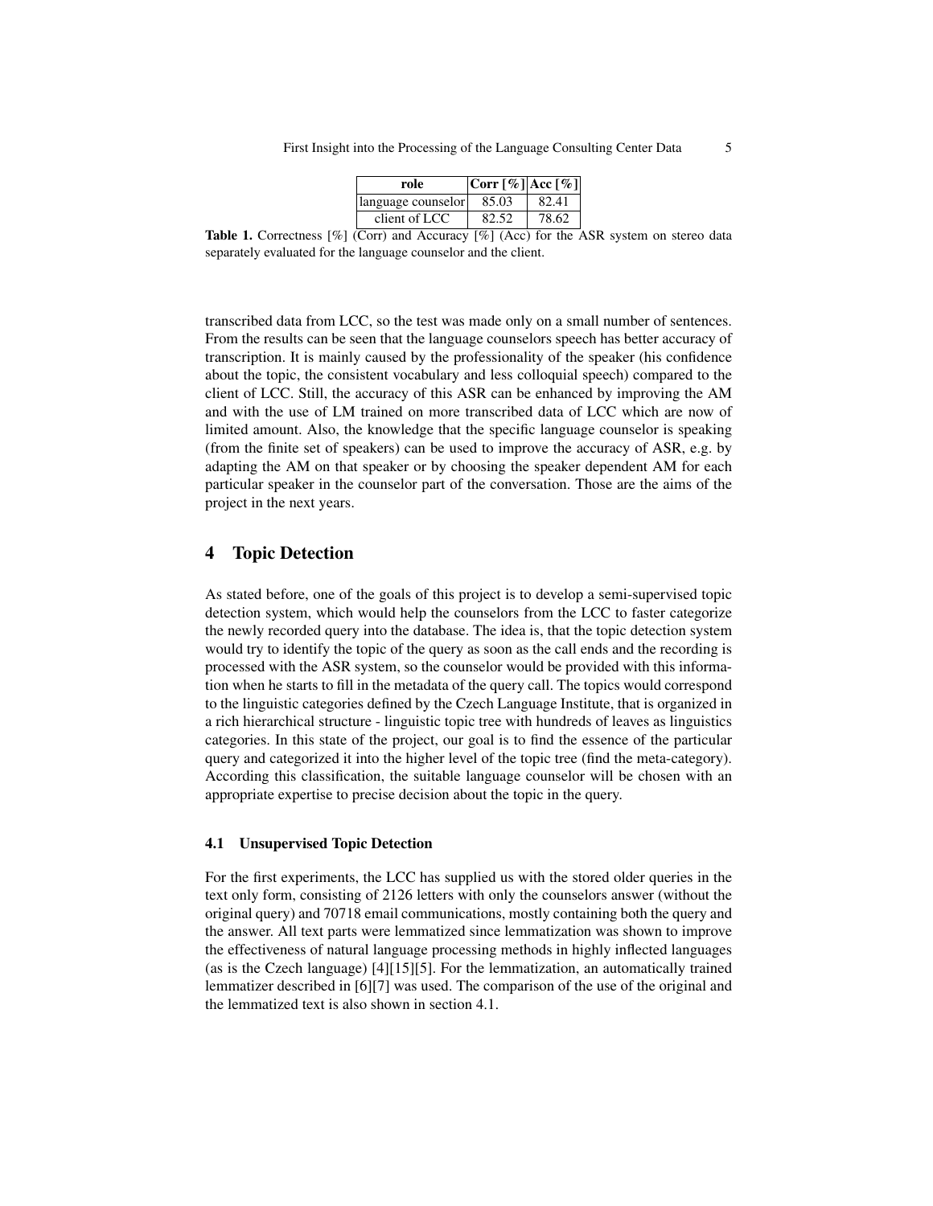| role | Corr [%] | Acc [%] |
| --- | --- | --- |
| language counselor | 85.03 | 82.41 |
| client of LCC | 82.52 | 78.62 |

**Table 1.** Correctness [%] (Corr) and Accuracy [%] (Acc) for the ASR system on stereo data separately evaluated for the language counselor and the client.

transcribed data from LCC, so the test was made only on a small number of sentences. From the results can be seen that the language counselors speech has better accuracy of transcription. It is mainly caused by the professionality of the speaker (his confidence about the topic, the consistent vocabulary and less colloquial speech) compared to the client of LCC. Still, the accuracy of this ASR can be enhanced by improving the AM and with the use of LM trained on more transcribed data of LCC which are now of limited amount. Also, the knowledge that the specific language counselor is speaking (from the finite set of speakers) can be used to improve the accuracy of ASR, e.g. by adapting the AM on that speaker or by choosing the speaker dependent AM for each particular speaker in the counselor part of the conversation. Those are the aims of the project in the next years.

## 4 Topic Detection

As stated before, one of the goals of this project is to develop a semi-supervised topic detection system, which would help the counselors from the LCC to faster categorize the newly recorded query into the database. The idea is, that the topic detection system would try to identify the topic of the query as soon as the call ends and the recording is processed with the ASR system, so the counselor would be provided with this information when he starts to fill in the metadata of the query call. The topics would correspond to the linguistic categories defined by the Czech Language Institute, that is organized in a rich hierarchical structure - linguistic topic tree with hundreds of leaves as linguistics categories. In this state of the project, our goal is to find the essence of the particular query and categorized it into the higher level of the topic tree (find the meta-category). According this classification, the suitable language counselor will be chosen with an appropriate expertise to precise decision about the topic in the query.

### 4.1 Unsupervised Topic Detection

For the first experiments, the LCC has supplied us with the stored older queries in the text only form, consisting of 2126 letters with only the counselors answer (without the original query) and 70718 email communications, mostly containing both the query and the answer. All text parts were lemmatized since lemmatization was shown to improve the effectiveness of natural language processing methods in highly inflected languages (as is the Czech language) [4][15][5]. For the lemmatization, an automatically trained lemmatizer described in [6][7] was used. The comparison of the use of the original and the lemmatized text is also shown in section 4.1.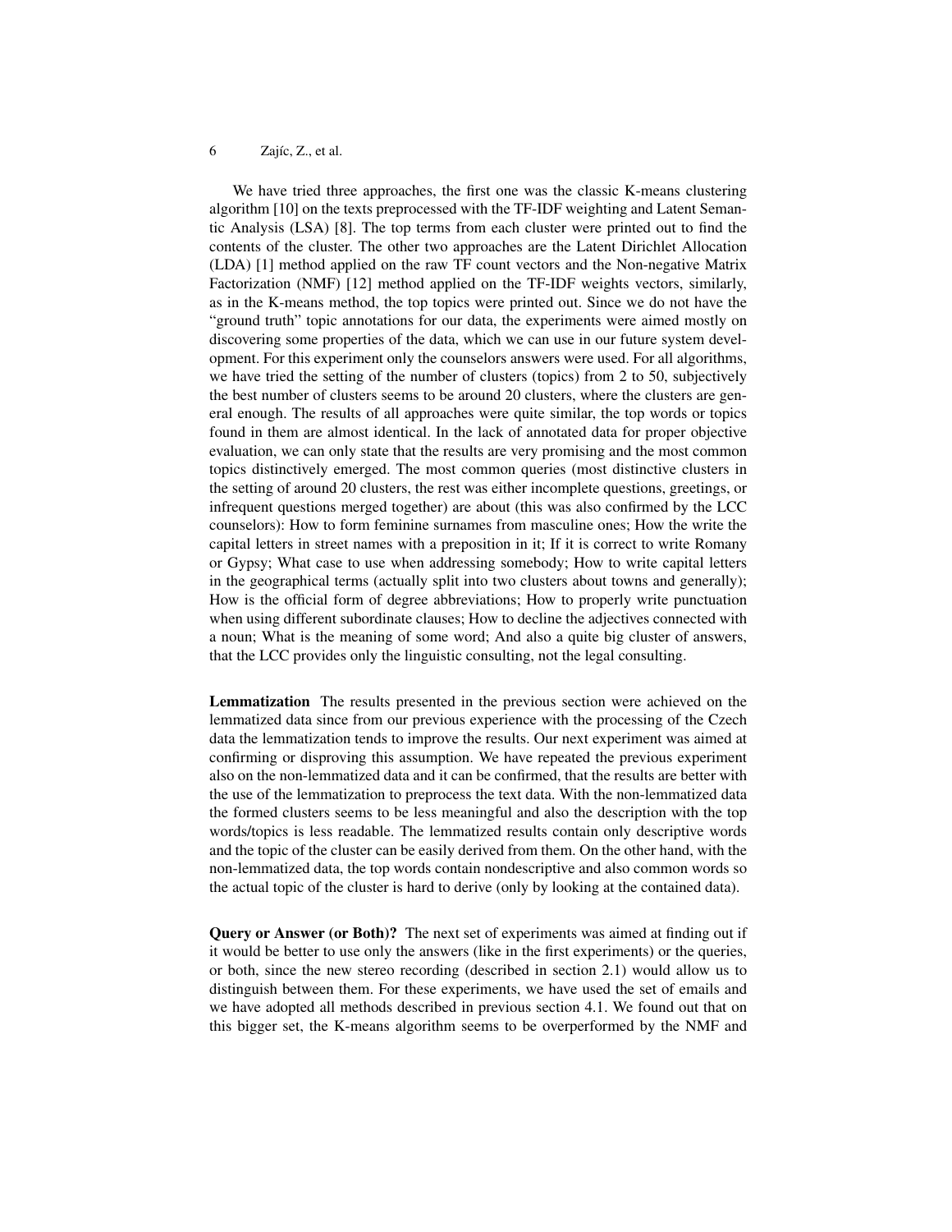We have tried three approaches, the first one was the classic K-means clustering algorithm [10] on the texts preprocessed with the TF-IDF weighting and Latent Semantic Analysis (LSA) [8]. The top terms from each cluster were printed out to find the contents of the cluster. The other two approaches are the Latent Dirichlet Allocation (LDA) [1] method applied on the raw TF count vectors and the Non-negative Matrix Factorization (NMF) [12] method applied on the TF-IDF weights vectors, similarly, as in the K-means method, the top topics were printed out. Since we do not have the "ground truth" topic annotations for our data, the experiments were aimed mostly on discovering some properties of the data, which we can use in our future system development. For this experiment only the counselors answers were used. For all algorithms, we have tried the setting of the number of clusters (topics) from 2 to 50, subjectively the best number of clusters seems to be around 20 clusters, where the clusters are general enough. The results of all approaches were quite similar, the top words or topics found in them are almost identical. In the lack of annotated data for proper objective evaluation, we can only state that the results are very promising and the most common topics distinctively emerged. The most common queries (most distinctive clusters in the setting of around 20 clusters, the rest was either incomplete questions, greetings, or infrequent questions merged together) are about (this was also confirmed by the LCC counselors): How to form feminine surnames from masculine ones; How the write the capital letters in street names with a preposition in it; If it is correct to write Romany or Gypsy; What case to use when addressing somebody; How to write capital letters in the geographical terms (actually split into two clusters about towns and generally); How is the official form of degree abbreviations; How to properly write punctuation when using different subordinate clauses; How to decline the adjectives connected with a noun; What is the meaning of some word; And also a quite big cluster of answers, that the LCC provides only the linguistic consulting, not the legal consulting.

**Lemmatization** The results presented in the previous section were achieved on the lemmatized data since from our previous experience with the processing of the Czech data the lemmatization tends to improve the results. Our next experiment was aimed at confirming or disproving this assumption. We have repeated the previous experiment also on the non-lemmatized data and it can be confirmed, that the results are better with the use of the lemmatization to preprocess the text data. With the non-lemmatized data the formed clusters seems to be less meaningful and also the description with the top words/topics is less readable. The lemmatized results contain only descriptive words and the topic of the cluster can be easily derived from them. On the other hand, with the non-lemmatized data, the top words contain nondescriptive and also common words so the actual topic of the cluster is hard to derive (only by looking at the contained data).

**Query or Answer (or Both)?** The next set of experiments was aimed at finding out if it would be better to use only the answers (like in the first experiments) or the queries, or both, since the new stereo recording (described in section 2.1) would allow us to distinguish between them. For these experiments, we have used the set of emails and we have adopted all methods described in previous section 4.1. We found out that on this bigger set, the K-means algorithm seems to be overperformed by the NMF and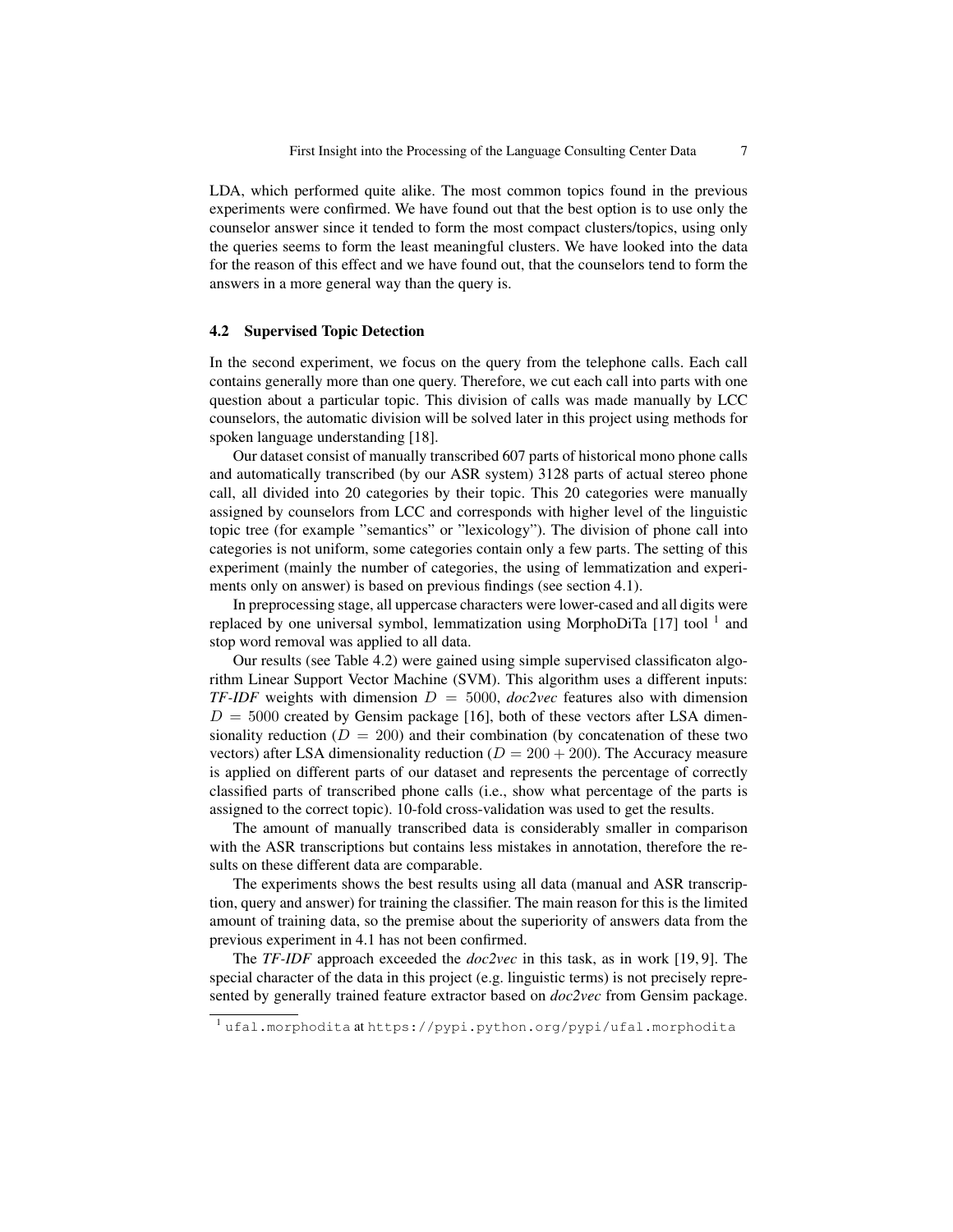LDA, which performed quite alike. The most common topics found in the previous experiments were confirmed. We have found out that the best option is to use only the counselor answer since it tended to form the most compact clusters/topics, using only the queries seems to form the least meaningful clusters. We have looked into the data for the reason of this effect and we have found out, that the counselors tend to form the answers in a more general way than the query is.

### 4.2 Supervised Topic Detection

In the second experiment, we focus on the query from the telephone calls. Each call contains generally more than one query. Therefore, we cut each call into parts with one question about a particular topic. This division of calls was made manually by LCC counselors, the automatic division will be solved later in this project using methods for spoken language understanding [18].

Our dataset consist of manually transcribed 607 parts of historical mono phone calls and automatically transcribed (by our ASR system) 3128 parts of actual stereo phone call, all divided into 20 categories by their topic. This 20 categories were manually assigned by counselors from LCC and corresponds with higher level of the linguistic topic tree (for example "semantics" or "lexicology"). The division of phone call into categories is not uniform, some categories contain only a few parts. The setting of this experiment (mainly the number of categories, the using of lemmatization and experiments only on answer) is based on previous findings (see section 4.1).

In preprocessing stage, all uppercase characters were lower-cased and all digits were replaced by one universal symbol, lemmatization using MorphoDiTa [17] tool [1] and stop word removal was applied to all data.

Our results (see Table 4.2) were gained using simple supervised classificaton algorithm Linear Support Vector Machine (SVM). This algorithm uses a different inputs: *TF-IDF* weights with dimension $D = 5000$, *doc2vec* features also with dimension $D = 5000$ created by Gensim package [16], both of these vectors after LSA dimensionality reduction ($D = 200$) and their combination (by concatenation of these two vectors) after LSA dimensionality reduction ($D = 200 + 200$). The Accuracy measure is applied on different parts of our dataset and represents the percentage of correctly classified parts of transcribed phone calls (i.e., show what percentage of the parts is assigned to the correct topic). 10-fold cross-validation was used to get the results.

The amount of manually transcribed data is considerably smaller in comparison with the ASR transcriptions but contains less mistakes in annotation, therefore the results on these different data are comparable.

The experiments shows the best results using all data (manual and ASR transcription, query and answer) for training the classifier. The main reason for this is the limited amount of training data, so the premise about the superiority of answers data from the previous experiment in 4.1 has not been confirmed.

The *TF-IDF* approach exceeded the *doc2vec* in this task, as in work [19, 9]. The special character of the data in this project (e.g. linguistic terms) is not precisely represented by generally trained feature extractor based on *doc2vec* from Gensim package.

[1] `ufal.morphodita` at `https://pypi.python.org/pypi/ufal.morphodita`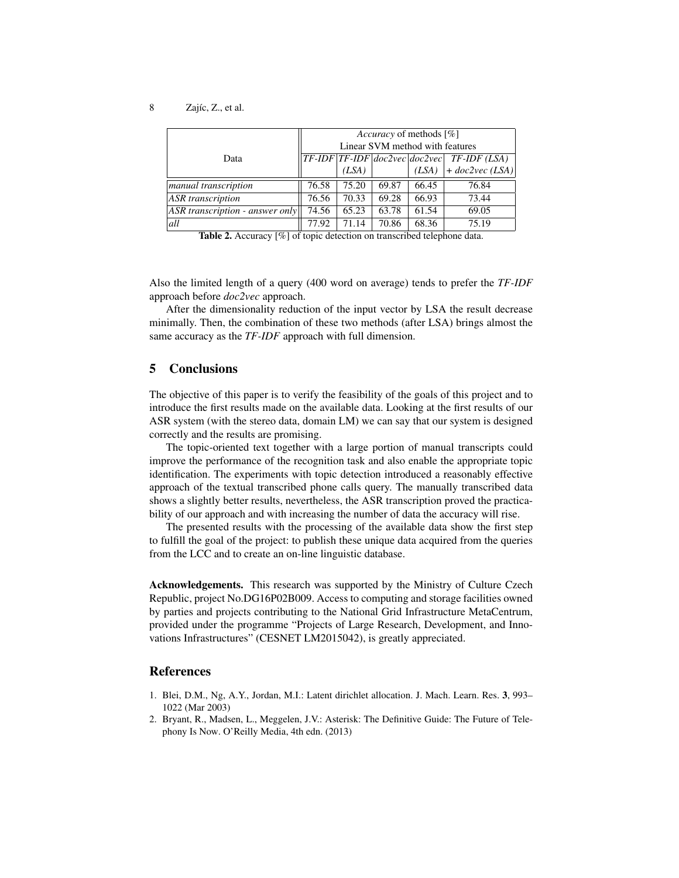| Data | *Accuracy* of methods [%] | | | | |
|---|---|---|---|---|---|
| | Linear SVM method with features | | | | |
| | *TF-IDF* | *TF-IDF (LSA)* | *doc2vec* | *doc2vec (LSA)* | *TF-IDF (LSA) + doc2vec (LSA)* |
| *manual transcription* | 76.58 | 75.20 | 69.87 | 66.45 | 76.84 |
| *ASR transcription* | 76.56 | 70.33 | 69.28 | 66.93 | 73.44 |
| *ASR transcription - answer only* | 74.56 | 65.23 | 63.78 | 61.54 | 69.05 |
| *all* | 77.92 | 71.14 | 70.86 | 68.36 | 75.19 |

**Table 2.** Accuracy [%] of topic detection on transcribed telephone data.

Also the limited length of a query (400 word on average) tends to prefer the *TF-IDF* approach before *doc2vec* approach.

After the dimensionality reduction of the input vector by LSA the result decrease minimally. Then, the combination of these two methods (after LSA) brings almost the same accuracy as the *TF-IDF* approach with full dimension.

## 5 Conclusions

The objective of this paper is to verify the feasibility of the goals of this project and to introduce the first results made on the available data. Looking at the first results of our ASR system (with the stereo data, domain LM) we can say that our system is designed correctly and the results are promising.

The topic-oriented text together with a large portion of manual transcripts could improve the performance of the recognition task and also enable the appropriate topic identification. The experiments with topic detection introduced a reasonably effective approach of the textual transcribed phone calls query. The manually transcribed data shows a slightly better results, nevertheless, the ASR transcription proved the practicability of our approach and with increasing the number of data the accuracy will rise.

The presented results with the processing of the available data show the first step to fulfill the goal of the project: to publish these unique data acquired from the queries from the LCC and to create an on-line linguistic database.

**Acknowledgements.** This research was supported by the Ministry of Culture Czech Republic, project No.DG16P02B009. Access to computing and storage facilities owned by parties and projects contributing to the National Grid Infrastructure MetaCentrum, provided under the programme "Projects of Large Research, Development, and Innovations Infrastructures" (CESNET LM2015042), is greatly appreciated.

## References

1. Blei, D.M., Ng, A.Y., Jordan, M.I.: Latent dirichlet allocation. J. Mach. Learn. Res. **3**, 993–1022 (Mar 2003)
2. Bryant, R., Madsen, L., Meggelen, J.V.: Asterisk: The Definitive Guide: The Future of Telephony Is Now. O'Reilly Media, 4th edn. (2013)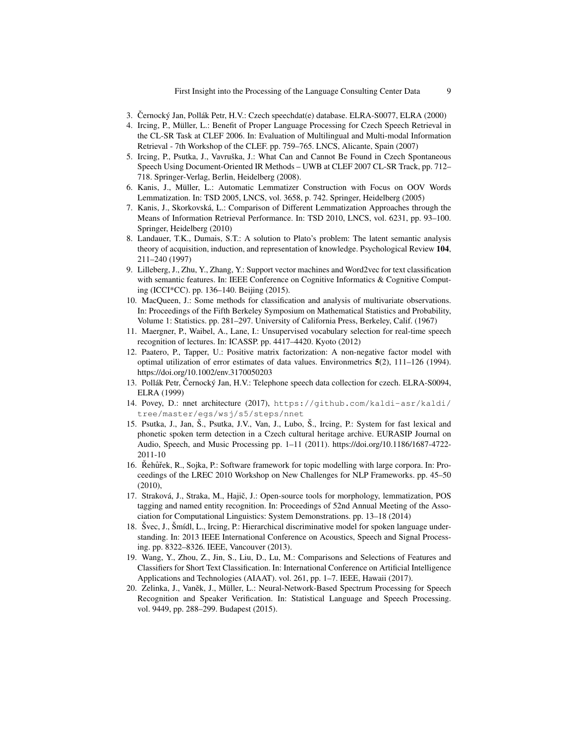3. Černocký Jan, Pollák Petr, H.V.: Czech speechdat(e) database. ELRA-S0077, ELRA (2000)
4. Ircing, P., Müller, L.: Benefit of Proper Language Processing for Czech Speech Retrieval in the CL-SR Task at CLEF 2006. In: Evaluation of Multilingual and Multi-modal Information Retrieval - 7th Workshop of the CLEF. pp. 759–765. LNCS, Alicante, Spain (2007)
5. Ircing, P., Psutka, J., Vavruška, J.: What Can and Cannot Be Found in Czech Spontaneous Speech Using Document-Oriented IR Methods – UWB at CLEF 2007 CL-SR Track, pp. 712–718. Springer-Verlag, Berlin, Heidelberg (2008).
6. Kanis, J., Müller, L.: Automatic Lemmatizer Construction with Focus on OOV Words Lemmatization. In: TSD 2005, LNCS, vol. 3658, p. 742. Springer, Heidelberg (2005)
7. Kanis, J., Skorkovská, L.: Comparison of Different Lemmatization Approaches through the Means of Information Retrieval Performance. In: TSD 2010, LNCS, vol. 6231, pp. 93–100. Springer, Heidelberg (2010)
8. Landauer, T.K., Dumais, S.T.: A solution to Plato's problem: The latent semantic analysis theory of acquisition, induction, and representation of knowledge. Psychological Review **104**, 211–240 (1997)
9. Lilleberg, J., Zhu, Y., Zhang, Y.: Support vector machines and Word2vec for text classification with semantic features. In: IEEE Conference on Cognitive Informatics & Cognitive Computing (ICCI*CC). pp. 136–140. Beijing (2015).
10. MacQueen, J.: Some methods for classification and analysis of multivariate observations. In: Proceedings of the Fifth Berkeley Symposium on Mathematical Statistics and Probability, Volume 1: Statistics. pp. 281–297. University of California Press, Berkeley, Calif. (1967)
11. Maergner, P., Waibel, A., Lane, I.: Unsupervised vocabulary selection for real-time speech recognition of lectures. In: ICASSP. pp. 4417–4420. Kyoto (2012)
12. Paatero, P., Tapper, U.: Positive matrix factorization: A non-negative factor model with optimal utilization of error estimates of data values. Environmetrics **5**(2), 111–126 (1994). https://doi.org/10.1002/env.3170050203
13. Pollák Petr, Černocký Jan, H.V.: Telephone speech data collection for czech. ELRA-S0094, ELRA (1999)
14. Povey, D.: nnet architecture (2017), `https://github.com/kaldi-asr/kaldi/tree/master/egs/wsj/s5/steps/nnet`
15. Psutka, J., Jan, Š., Psutka, J.V., Van, J., Lubo, Š., Ircing, P.: System for fast lexical and phonetic spoken term detection in a Czech cultural heritage archive. EURASIP Journal on Audio, Speech, and Music Processing pp. 1–11 (2011). https://doi.org/10.1186/1687-4722-2011-10
16. Řehůřek, R., Sojka, P.: Software framework for topic modelling with large corpora. In: Proceedings of the LREC 2010 Workshop on New Challenges for NLP Frameworks. pp. 45–50 (2010),
17. Straková, J., Straka, M., Hajič, J.: Open-source tools for morphology, lemmatization, POS tagging and named entity recognition. In: Proceedings of 52nd Annual Meeting of the Association for Computational Linguistics: System Demonstrations. pp. 13–18 (2014)
18. Švec, J., Šmídl, L., Ircing, P.: Hierarchical discriminative model for spoken language understanding. In: 2013 IEEE International Conference on Acoustics, Speech and Signal Processing. pp. 8322–8326. IEEE, Vancouver (2013).
19. Wang, Y., Zhou, Z., Jin, S., Liu, D., Lu, M.: Comparisons and Selections of Features and Classifiers for Short Text Classification. In: International Conference on Artificial Intelligence Applications and Technologies (AIAAT). vol. 261, pp. 1–7. IEEE, Hawaii (2017).
20. Zelinka, J., Vaněk, J., Müller, L.: Neural-Network-Based Spectrum Processing for Speech Recognition and Speaker Verification. In: Statistical Language and Speech Processing. vol. 9449, pp. 288–299. Budapest (2015).